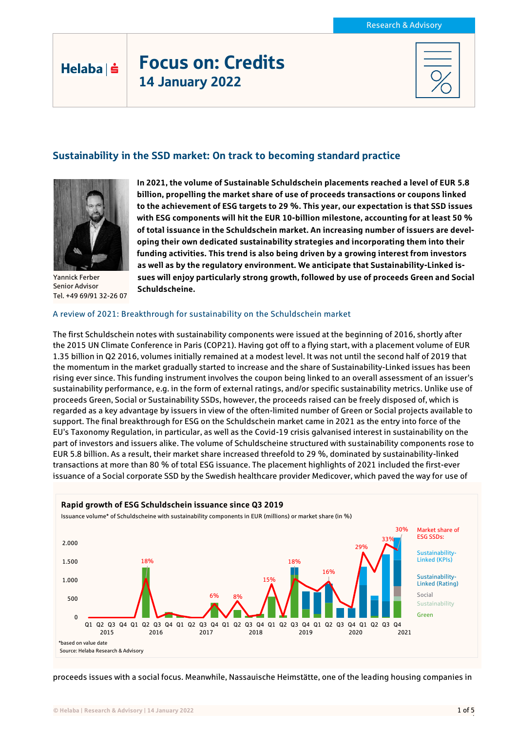Research & Advisory

Helaba

# Focus on: Credits

## 14 January 2022

## Sustainability in the SSD market: On track to becoming standard practice

Yannick Ferber
Senior Advisor
Tel. +49 69/91 32-26 07

**In 2021, the volume of Sustainable Schuldschein placements reached a level of EUR 5.8 billion, propelling the market share of use of proceeds transactions or coupons linked to the achievement of ESG targets to 29 %. This year, our expectation is that SSD issues with ESG components will hit the EUR 10-billion milestone, accounting for at least 50 % of total issuance in the Schuldschein market. An increasing number of issuers are developing their own dedicated sustainability strategies and incorporating them into their funding activities. This trend is also being driven by a growing interest from investors as well as by the regulatory environment. We anticipate that Sustainability-Linked issues will enjoy particularly strong growth, followed by use of proceeds Green and Social Schuldscheine.**

### A review of 2021: Breakthrough for sustainability on the Schuldschein market

The first Schuldschein notes with sustainability components were issued at the beginning of 2016, shortly after the 2015 UN Climate Conference in Paris (COP21). Having got off to a flying start, with a placement volume of EUR 1.35 billion in Q2 2016, volumes initially remained at a modest level. It was not until the second half of 2019 that the momentum in the market gradually started to increase and the share of Sustainability-Linked issues has been rising ever since. This funding instrument involves the coupon being linked to an overall assessment of an issuer's sustainability performance, e.g. in the form of external ratings, and/or specific sustainability metrics. Unlike use of proceeds Green, Social or Sustainability SSDs, however, the proceeds raised can be freely disposed of, which is regarded as a key advantage by issuers in view of the often-limited number of Green or Social projects available to support. The final breakthrough for ESG on the Schuldschein market came in 2021 as the entry into force of the EU's Taxonomy Regulation, in particular, as well as the Covid-19 crisis galvanised interest in sustainability on the part of investors and issuers alike. The volume of Schuldscheine structured with sustainability components rose to EUR 5.8 billion. As a result, their market share increased threefold to 29 %, dominated by sustainability-linked transactions at more than 80 % of total ESG issuance. The placement highlights of 2021 included the first-ever issuance of a Social corporate SSD by the Swedish healthcare provider Medicover, which paved the way for use of

**Rapid growth of ESG Schuldschein issuance since Q3 2019**

Issuance volume* of Schuldscheine with sustainability components in EUR (millions) or market share (in %)

Series: Market share of ESG SSDs; Sustainability-Linked (KPIs); Sustainability-Linked (Rating); Social; Sustainability; Green

Labelled market shares: Q2 2016 18%; Q3 2017 6%; Q1 2018 8%; Q4 2018 15%; Q2 2019 18%; Q2 2020 16%; Q1 2021 29%; Q3 2021 33%; Q4 2021 30%

*based on value date

Source: Helaba Research & Advisory

proceeds issues with a social focus. Meanwhile, Nassauische Heimstätte, one of the leading housing companies in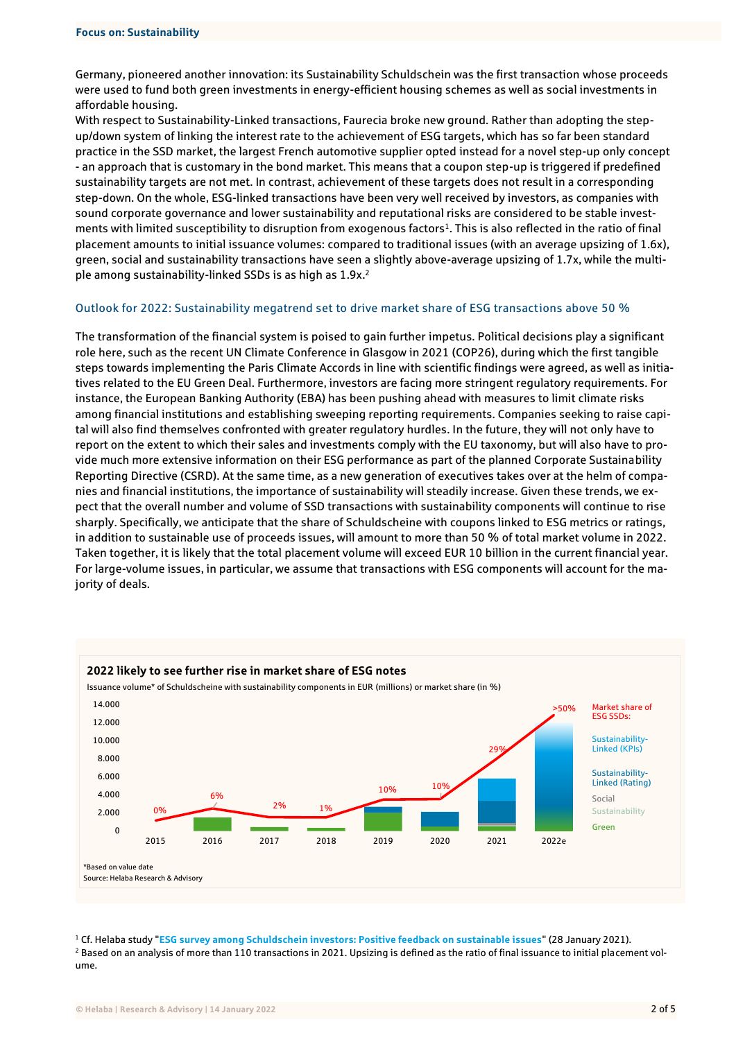Germany, pioneered another innovation: its Sustainability Schuldschein was the first transaction whose proceeds were used to fund both green investments in energy-efficient housing schemes as well as social investments in affordable housing.

With respect to Sustainability-Linked transactions, Faurecia broke new ground. Rather than adopting the step-up/down system of linking the interest rate to the achievement of ESG targets, which has so far been standard practice in the SSD market, the largest French automotive supplier opted instead for a novel step-up only concept - an approach that is customary in the bond market. This means that a coupon step-up is triggered if predefined sustainability targets are not met. In contrast, achievement of these targets does not result in a corresponding step-down. On the whole, ESG-linked transactions have been very well received by investors, as companies with sound corporate governance and lower sustainability and reputational risks are considered to be stable investments with limited susceptibility to disruption from exogenous factors[1]. This is also reflected in the ratio of final placement amounts to initial issuance volumes: compared to traditional issues (with an average upsizing of 1.6x), green, social and sustainability transactions have seen a slightly above-average upsizing of 1.7x, while the multiple among sustainability-linked SSDs is as high as 1.9x.[2]

## Outlook for 2022: Sustainability megatrend set to drive market share of ESG transactions above 50 %

The transformation of the financial system is poised to gain further impetus. Political decisions play a significant role here, such as the recent UN Climate Conference in Glasgow in 2021 (COP26), during which the first tangible steps towards implementing the Paris Climate Accords in line with scientific findings were agreed, as well as initiatives related to the EU Green Deal. Furthermore, investors are facing more stringent regulatory requirements. For instance, the European Banking Authority (EBA) has been pushing ahead with measures to limit climate risks among financial institutions and establishing sweeping reporting requirements. Companies seeking to raise capital will also find themselves confronted with greater regulatory hurdles. In the future, they will not only have to report on the extent to which their sales and investments comply with the EU taxonomy, but will also have to provide much more extensive information on their ESG performance as part of the planned Corporate Sustainability Reporting Directive (CSRD). At the same time, as a new generation of executives takes over at the helm of companies and financial institutions, the importance of sustainability will steadily increase. Given these trends, we expect that the overall number and volume of SSD transactions with sustainability components will continue to rise sharply. Specifically, we anticipate that the share of Schuldscheine with coupons linked to ESG metrics or ratings, in addition to sustainable use of proceeds issues, will amount to more than 50 % of total market volume in 2022. Taken together, it is likely that the total placement volume will exceed EUR 10 billion in the current financial year. For large-volume issues, in particular, we assume that transactions with ESG components will account for the majority of deals.

**2022 likely to see further rise in market share of ESG notes**

Issuance volume* of Schuldscheine with sustainability components in EUR (millions) or market share (in %)

| Year | Market share of ESG SSDs |
|---|---|
| 2015 | 0% |
| 2016 | 6% |
| 2017 | 2% |
| 2018 | 1% |
| 2019 | 10% |
| 2020 | 10% |
| 2021 | 29% |
| 2022e | >50% |

Legend: Market share of ESG SSDs; Sustainability-Linked (KPIs); Sustainability-Linked (Rating); Social; Sustainability; Green

*Based on value date

Source: Helaba Research & Advisory

[1] Cf. Helaba study "ESG survey among Schuldschein investors: Positive feedback on sustainable issues" (28 January 2021).

[2] Based on an analysis of more than 110 transactions in 2021. Upsizing is defined as the ratio of final issuance to initial placement volume.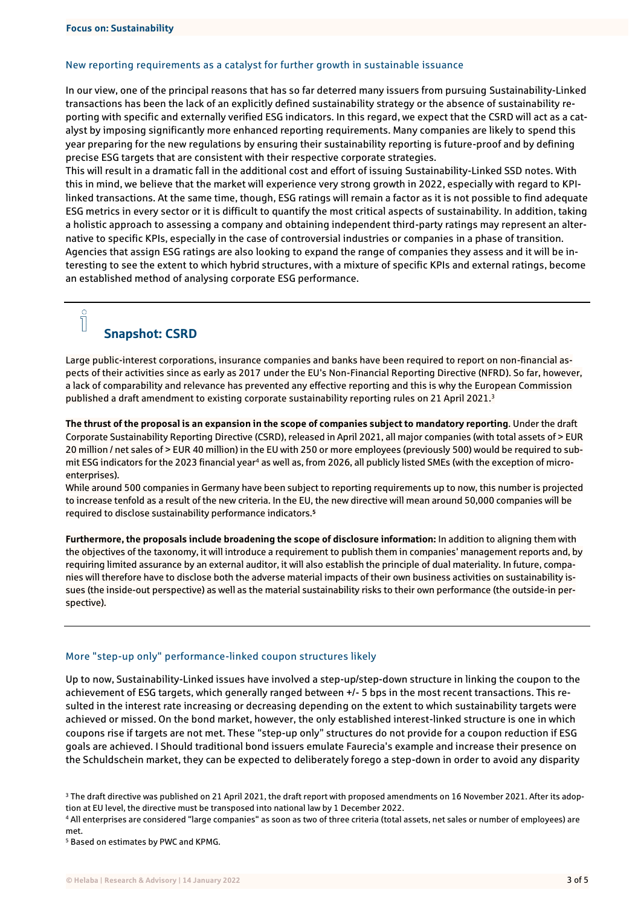"Focus on: Sustainability" is a running header — omit.

## New reporting requirements as a catalyst for further growth in sustainable issuance

In our view, one of the principal reasons that has so far deterred many issuers from pursuing Sustainability-Linked transactions has been the lack of an explicitly defined sustainability strategy or the absence of sustainability reporting with specific and externally verified ESG indicators. In this regard, we expect that the CSRD will act as a catalyst by imposing significantly more enhanced reporting requirements. Many companies are likely to spend this year preparing for the new regulations by ensuring their sustainability reporting is future-proof and by defining precise ESG targets that are consistent with their respective corporate strategies.
This will result in a dramatic fall in the additional cost and effort of issuing Sustainability-Linked SSD notes. With this in mind, we believe that the market will experience very strong growth in 2022, especially with regard to KPI-linked transactions. At the same time, though, ESG ratings will remain a factor as it is not possible to find adequate ESG metrics in every sector or it is difficult to quantify the most critical aspects of sustainability. In addition, taking a holistic approach to assessing a company and obtaining independent third-party ratings may represent an alternative to specific KPIs, especially in the case of controversial industries or companies in a phase of transition. Agencies that assign ESG ratings are also looking to expand the range of companies they assess and it will be interesting to see the extent to which hybrid structures, with a mixture of specific KPIs and external ratings, become an established method of analysing corporate ESG performance.

---

### Snapshot: CSRD

Large public-interest corporations, insurance companies and banks have been required to report on non-financial aspects of their activities since as early as 2017 under the EU's Non-Financial Reporting Directive (NFRD). So far, however, a lack of comparability and relevance has prevented any effective reporting and this is why the European Commission published a draft amendment to existing corporate sustainability reporting rules on 21 April 2021.[3]

**The thrust of the proposal is an expansion in the scope of companies subject to mandatory reporting.** Under the draft Corporate Sustainability Reporting Directive (CSRD), released in April 2021, all major companies (with total assets of > EUR 20 million / net sales of > EUR 40 million) in the EU with 250 or more employees (previously 500) would be required to submit ESG indicators for the 2023 financial year[4] as well as, from 2026, all publicly listed SMEs (with the exception of micro-enterprises).
While around 500 companies in Germany have been subject to reporting requirements up to now, this number is projected to increase tenfold as a result of the new criteria. In the EU, the new directive will mean around 50,000 companies will be required to disclose sustainability performance indicators.[5]

**Furthermore, the proposals include broadening the scope of disclosure information:** In addition to aligning them with the objectives of the taxonomy, it will introduce a requirement to publish them in companies' management reports and, by requiring limited assurance by an external auditor, it will also establish the principle of dual materiality. In future, companies will therefore have to disclose both the adverse material impacts of their own business activities on sustainability issues (the inside-out perspective) as well as the material sustainability risks to their own performance (the outside-in perspective).

---

## More "step-up only" performance-linked coupon structures likely

Up to now, Sustainability-Linked issues have involved a step-up/step-down structure in linking the coupon to the achievement of ESG targets, which generally ranged between +/- 5 bps in the most recent transactions. This resulted in the interest rate increasing or decreasing depending on the extent to which sustainability targets were achieved or missed. On the bond market, however, the only established interest-linked structure is one in which coupons rise if targets are not met. These "step-up only" structures do not provide for a coupon reduction if ESG goals are achieved. I Should traditional bond issuers emulate Faurecia's example and increase their presence on the Schuldschein market, they can be expected to deliberately forego a step-down in order to avoid any disparity

[3] The draft directive was published on 21 April 2021, the draft report with proposed amendments on 16 November 2021. After its adoption at EU level, the directive must be transposed into national law by 1 December 2022.

[4] All enterprises are considered "large companies" as soon as two of three criteria (total assets, net sales or number of employees) are met.

[5] Based on estimates by PWC and KPMG.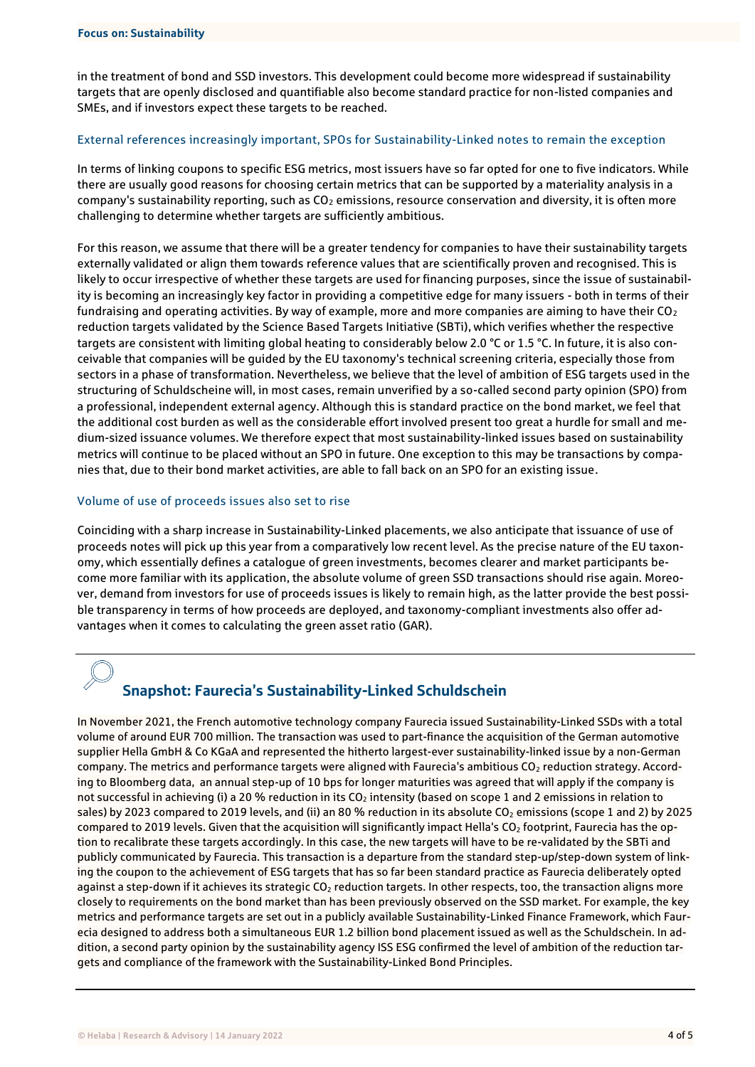in the treatment of bond and SSD investors. This development could become more widespread if sustainability targets that are openly disclosed and quantifiable also become standard practice for non-listed companies and SMEs, and if investors expect these targets to be reached.

### External references increasingly important, SPOs for Sustainability-Linked notes to remain the exception

In terms of linking coupons to specific ESG metrics, most issuers have so far opted for one to five indicators. While there are usually good reasons for choosing certain metrics that can be supported by a materiality analysis in a company's sustainability reporting, such as $CO_2$ emissions, resource conservation and diversity, it is often more challenging to determine whether targets are sufficiently ambitious.

For this reason, we assume that there will be a greater tendency for companies to have their sustainability targets externally validated or align them towards reference values that are scientifically proven and recognised. This is likely to occur irrespective of whether these targets are used for financing purposes, since the issue of sustainability is becoming an increasingly key factor in providing a competitive edge for many issuers - both in terms of their fundraising and operating activities. By way of example, more and more companies are aiming to have their $CO_2$ reduction targets validated by the Science Based Targets Initiative (SBTi), which verifies whether the respective targets are consistent with limiting global heating to considerably below 2.0 °C or 1.5 °C. In future, it is also conceivable that companies will be guided by the EU taxonomy's technical screening criteria, especially those from sectors in a phase of transformation. Nevertheless, we believe that the level of ambition of ESG targets used in the structuring of Schuldscheine will, in most cases, remain unverified by a so-called second party opinion (SPO) from a professional, independent external agency. Although this is standard practice on the bond market, we feel that the additional cost burden as well as the considerable effort involved present too great a hurdle for small and medium-sized issuance volumes. We therefore expect that most sustainability-linked issues based on sustainability metrics will continue to be placed without an SPO in future. One exception to this may be transactions by companies that, due to their bond market activities, are able to fall back on an SPO for an existing issue.

### Volume of use of proceeds issues also set to rise

Coinciding with a sharp increase in Sustainability-Linked placements, we also anticipate that issuance of use of proceeds notes will pick up this year from a comparatively low recent level. As the precise nature of the EU taxonomy, which essentially defines a catalogue of green investments, becomes clearer and market participants become more familiar with its application, the absolute volume of green SSD transactions should rise again. Moreover, demand from investors for use of proceeds issues is likely to remain high, as the latter provide the best possible transparency in terms of how proceeds are deployed, and taxonomy-compliant investments also offer advantages when it comes to calculating the green asset ratio (GAR).

---

## Snapshot: Faurecia's Sustainability-Linked Schuldschein

In November 2021, the French automotive technology company Faurecia issued Sustainability-Linked SSDs with a total volume of around EUR 700 million. The transaction was used to part-finance the acquisition of the German automotive supplier Hella GmbH & Co KGaA and represented the hitherto largest-ever sustainability-linked issue by a non-German company. The metrics and performance targets were aligned with Faurecia's ambitious $CO_2$ reduction strategy. According to Bloomberg data, an annual step-up of 10 bps for longer maturities was agreed that will apply if the company is not successful in achieving (i) a 20 % reduction in its $CO_2$ intensity (based on scope 1 and 2 emissions in relation to sales) by 2023 compared to 2019 levels, and (ii) an 80 % reduction in its absolute $CO_2$ emissions (scope 1 and 2) by 2025 compared to 2019 levels. Given that the acquisition will significantly impact Hella's $CO_2$ footprint, Faurecia has the option to recalibrate these targets accordingly. In this case, the new targets will have to be re-validated by the SBTi and publicly communicated by Faurecia. This transaction is a departure from the standard step-up/step-down system of linking the coupon to the achievement of ESG targets that has so far been standard practice as Faurecia deliberately opted against a step-down if it achieves its strategic $CO_2$ reduction targets. In other respects, too, the transaction aligns more closely to requirements on the bond market than has been previously observed on the SSD market. For example, the key metrics and performance targets are set out in a publicly available Sustainability-Linked Finance Framework, which Faurecia designed to address both a simultaneous EUR 1.2 billion bond placement issued as well as the Schuldschein. In addition, a second party opinion by the sustainability agency ISS ESG confirmed the level of ambition of the reduction targets and compliance of the framework with the Sustainability-Linked Bond Principles.

---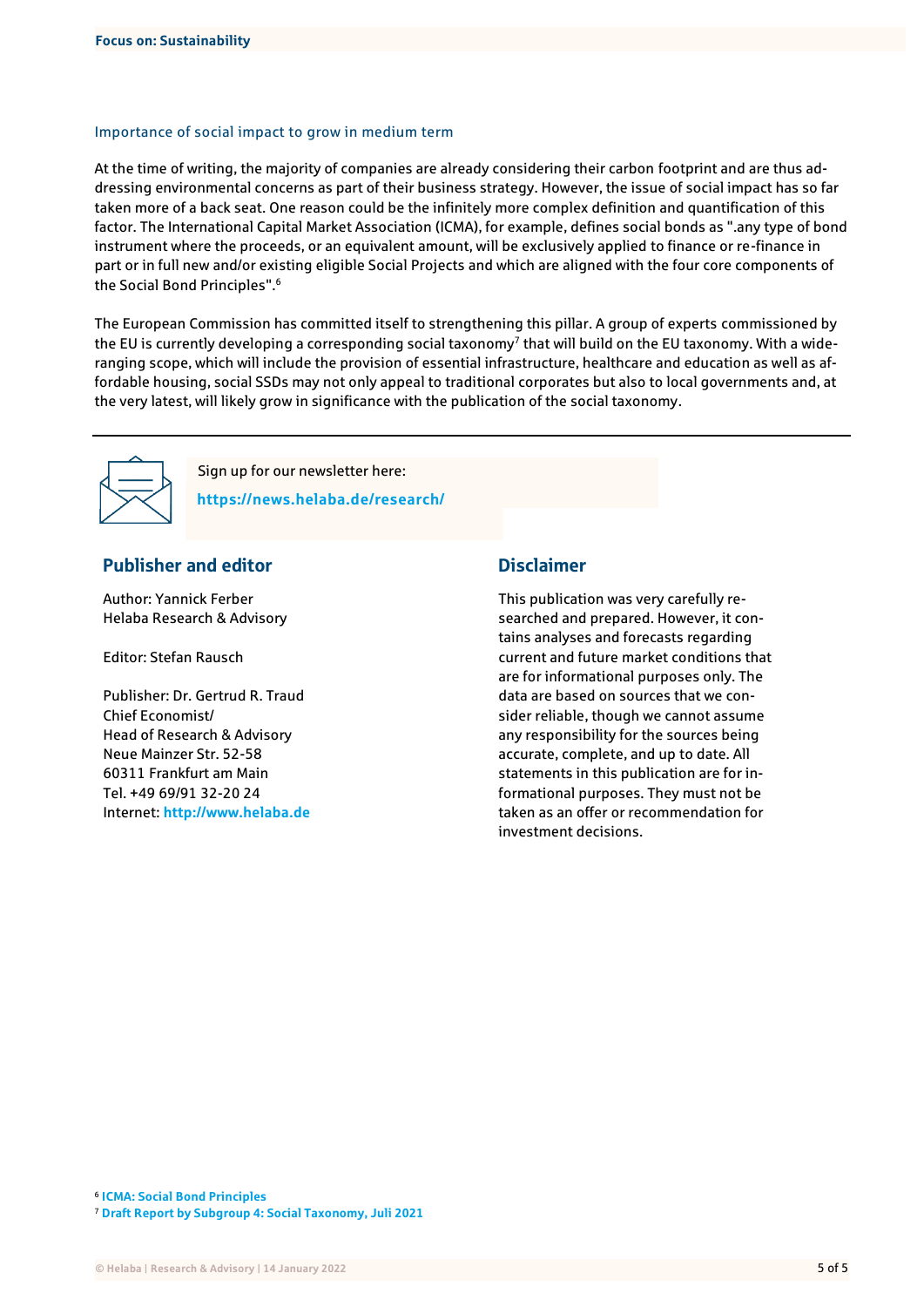### Importance of social impact to grow in medium term

At the time of writing, the majority of companies are already considering their carbon footprint and are thus addressing environmental concerns as part of their business strategy. However, the issue of social impact has so far taken more of a back seat. One reason could be the infinitely more complex definition and quantification of this factor. The International Capital Market Association (ICMA), for example, defines social bonds as ".any type of bond instrument where the proceeds, or an equivalent amount, will be exclusively applied to finance or re-finance in part or in full new and/or existing eligible Social Projects and which are aligned with the four core components of the Social Bond Principles".[6]

The European Commission has committed itself to strengthening this pillar. A group of experts commissioned by the EU is currently developing a corresponding social taxonomy[7] that will build on the EU taxonomy. With a wide-ranging scope, which will include the provision of essential infrastructure, healthcare and education as well as affordable housing, social SSDs may not only appeal to traditional corporates but also to local governments and, at the very latest, will likely grow in significance with the publication of the social taxonomy.

---

Sign up for our newsletter here:

**https://news.helaba.de/research/**

## Publisher and editor

Author: Yannick Ferber
Helaba Research & Advisory

Editor: Stefan Rausch

Publisher: Dr. Gertrud R. Traud
Chief Economist/
Head of Research & Advisory
Neue Mainzer Str. 52-58
60311 Frankfurt am Main
Tel. +49 69/91 32-20 24
Internet: **http://www.helaba.de**

## Disclaimer

This publication was very carefully researched and prepared. However, it contains analyses and forecasts regarding current and future market conditions that are for informational purposes only. The data are based on sources that we consider reliable, though we cannot assume any responsibility for the sources being accurate, complete, and up to date. All statements in this publication are for informational purposes. They must not be taken as an offer or recommendation for investment decisions.

[6] **ICMA: Social Bond Principles**
[7] **Draft Report by Subgroup 4: Social Taxonomy, Juli 2021**